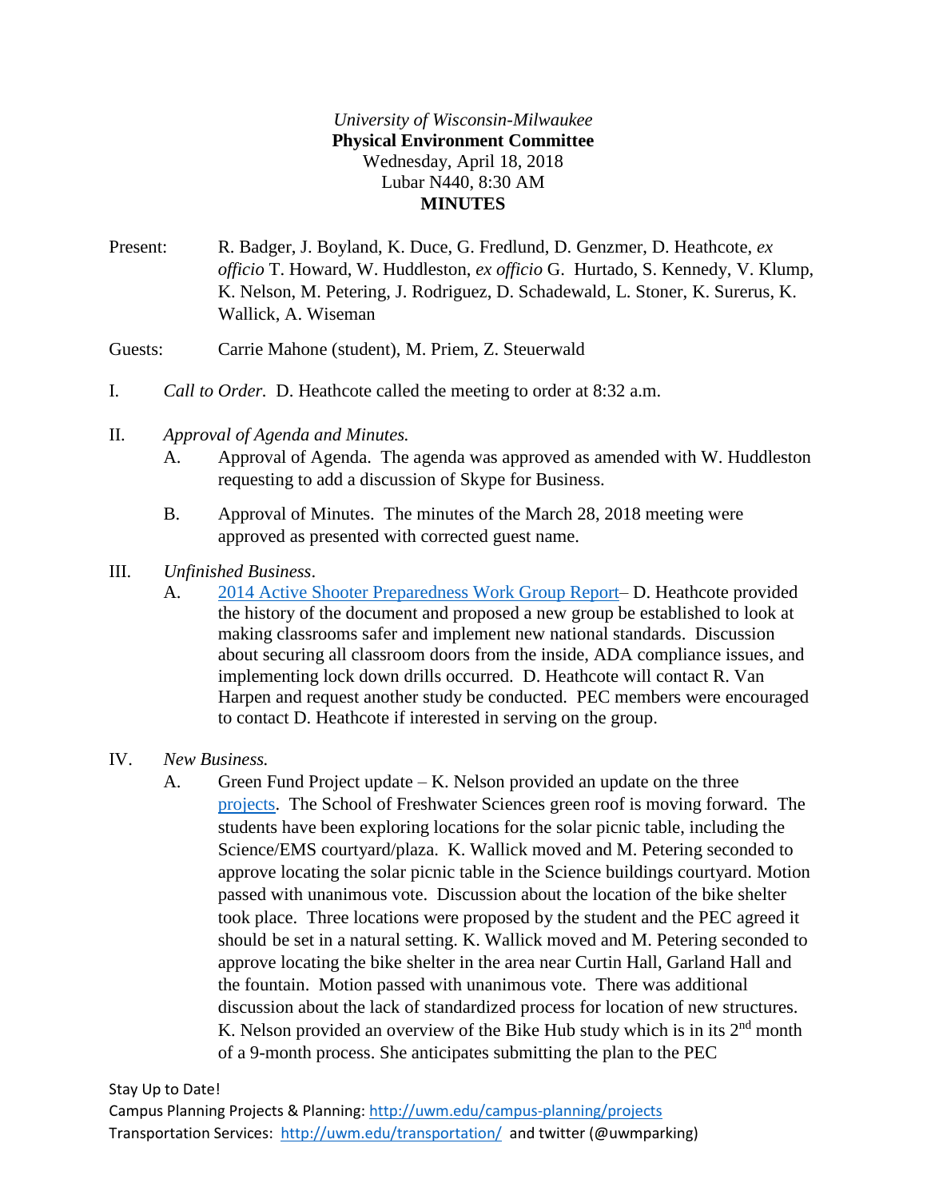*University of Wisconsin-Milwaukee*
**Physical Environment Committee**
Wednesday, April 18, 2018
Lubar N440, 8:30 AM
**MINUTES**

Present: R. Badger, J. Boyland, K. Duce, G. Fredlund, D. Genzmer, D. Heathcote, *ex officio* T. Howard, W. Huddleston, *ex officio* G. Hurtado, S. Kennedy, V. Klump, K. Nelson, M. Petering, J. Rodriguez, D. Schadewald, L. Stoner, K. Surerus, K. Wallick, A. Wiseman

Guests: Carrie Mahone (student), M. Priem, Z. Steuerwald

I. *Call to Order.* D. Heathcote called the meeting to order at 8:32 a.m.

II. *Approval of Agenda and Minutes.*

A. Approval of Agenda. The agenda was approved as amended with W. Huddleston requesting to add a discussion of Skype for Business.

B. Approval of Minutes. The minutes of the March 28, 2018 meeting were approved as presented with corrected guest name.

III. *Unfinished Business*.

A. 2014 Active Shooter Preparedness Work Group Report– D. Heathcote provided the history of the document and proposed a new group be established to look at making classrooms safer and implement new national standards. Discussion about securing all classroom doors from the inside, ADA compliance issues, and implementing lock down drills occurred. D. Heathcote will contact R. Van Harpen and request another study be conducted. PEC members were encouraged to contact D. Heathcote if interested in serving on the group.

IV. *New Business.*

A. Green Fund Project update – K. Nelson provided an update on the three projects. The School of Freshwater Sciences green roof is moving forward. The students have been exploring locations for the solar picnic table, including the Science/EMS courtyard/plaza. K. Wallick moved and M. Petering seconded to approve locating the solar picnic table in the Science buildings courtyard. Motion passed with unanimous vote. Discussion about the location of the bike shelter took place. Three locations were proposed by the student and the PEC agreed it should be set in a natural setting. K. Wallick moved and M. Petering seconded to approve locating the bike shelter in the area near Curtin Hall, Garland Hall and the fountain. Motion passed with unanimous vote. There was additional discussion about the lack of standardized process for location of new structures. K. Nelson provided an overview of the Bike Hub study which is in its 2nd month of a 9-month process. She anticipates submitting the plan to the PEC

Stay Up to Date!
Campus Planning Projects & Planning: http://uwm.edu/campus-planning/projects
Transportation Services: http://uwm.edu/transportation/ and twitter (@uwmparking)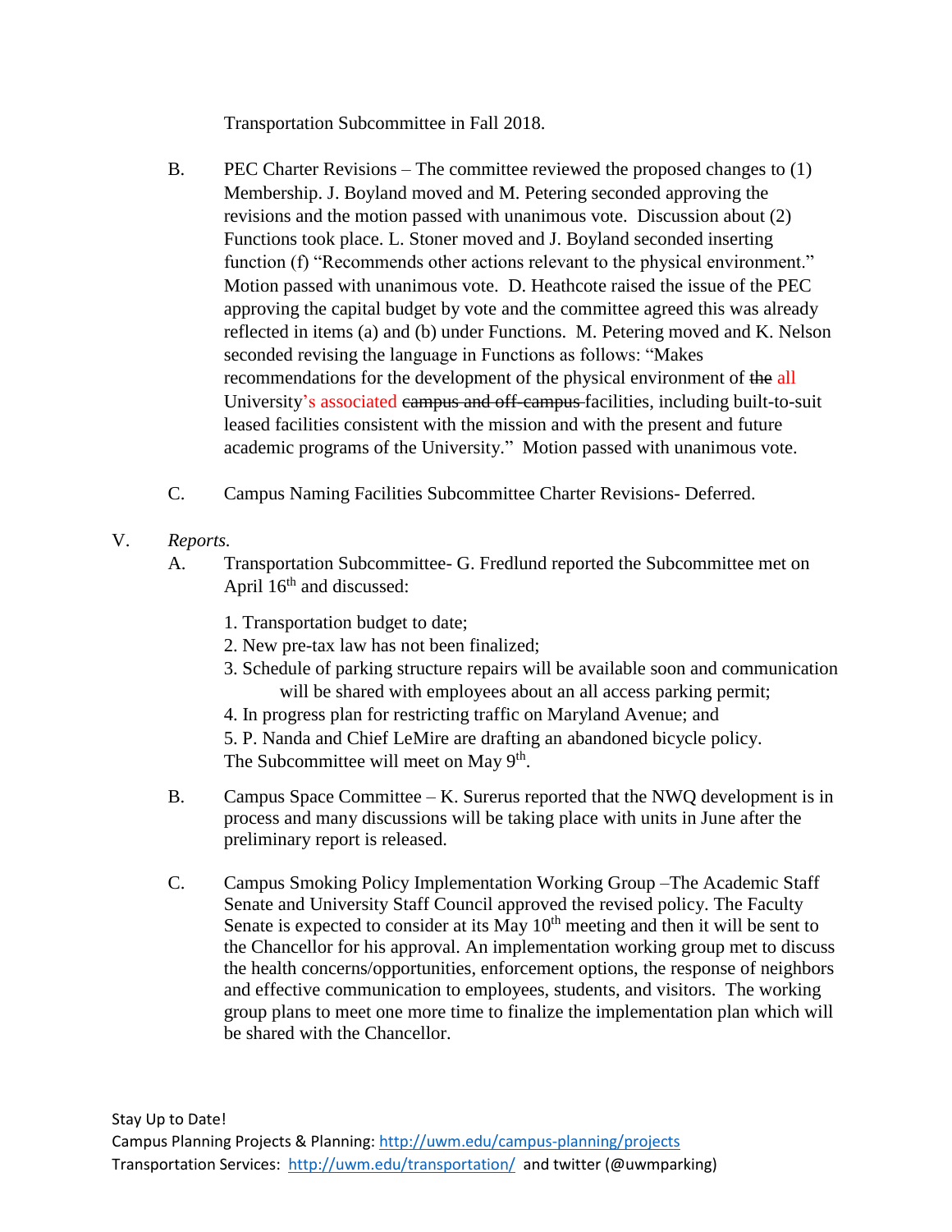Transportation Subcommittee in Fall 2018.

B. PEC Charter Revisions – The committee reviewed the proposed changes to (1) Membership. J. Boyland moved and M. Petering seconded approving the revisions and the motion passed with unanimous vote. Discussion about (2) Functions took place. L. Stoner moved and J. Boyland seconded inserting function (f) "Recommends other actions relevant to the physical environment." Motion passed with unanimous vote. D. Heathcote raised the issue of the PEC approving the capital budget by vote and the committee agreed this was already reflected in items (a) and (b) under Functions. M. Petering moved and K. Nelson seconded revising the language in Functions as follows: "Makes recommendations for the development of the physical environment of ~~the~~ all University's associated ~~campus and off-campus~~ facilities, including built-to-suit leased facilities consistent with the mission and with the present and future academic programs of the University." Motion passed with unanimous vote.

C. Campus Naming Facilities Subcommittee Charter Revisions- Deferred.

V. *Reports.*

A. Transportation Subcommittee- G. Fredlund reported the Subcommittee met on April 16th and discussed:

1. Transportation budget to date;
2. New pre-tax law has not been finalized;
3. Schedule of parking structure repairs will be available soon and communication will be shared with employees about an all access parking permit;
4. In progress plan for restricting traffic on Maryland Avenue; and
5. P. Nanda and Chief LeMire are drafting an abandoned bicycle policy.

The Subcommittee will meet on May 9th.

B. Campus Space Committee – K. Surerus reported that the NWQ development is in process and many discussions will be taking place with units in June after the preliminary report is released.

C. Campus Smoking Policy Implementation Working Group –The Academic Staff Senate and University Staff Council approved the revised policy. The Faculty Senate is expected to consider at its May 10th meeting and then it will be sent to the Chancellor for his approval. An implementation working group met to discuss the health concerns/opportunities, enforcement options, the response of neighbors and effective communication to employees, students, and visitors. The working group plans to meet one more time to finalize the implementation plan which will be shared with the Chancellor.

Stay Up to Date!
Campus Planning Projects & Planning: http://uwm.edu/campus-planning/projects
Transportation Services: http://uwm.edu/transportation/ and twitter (@uwmparking)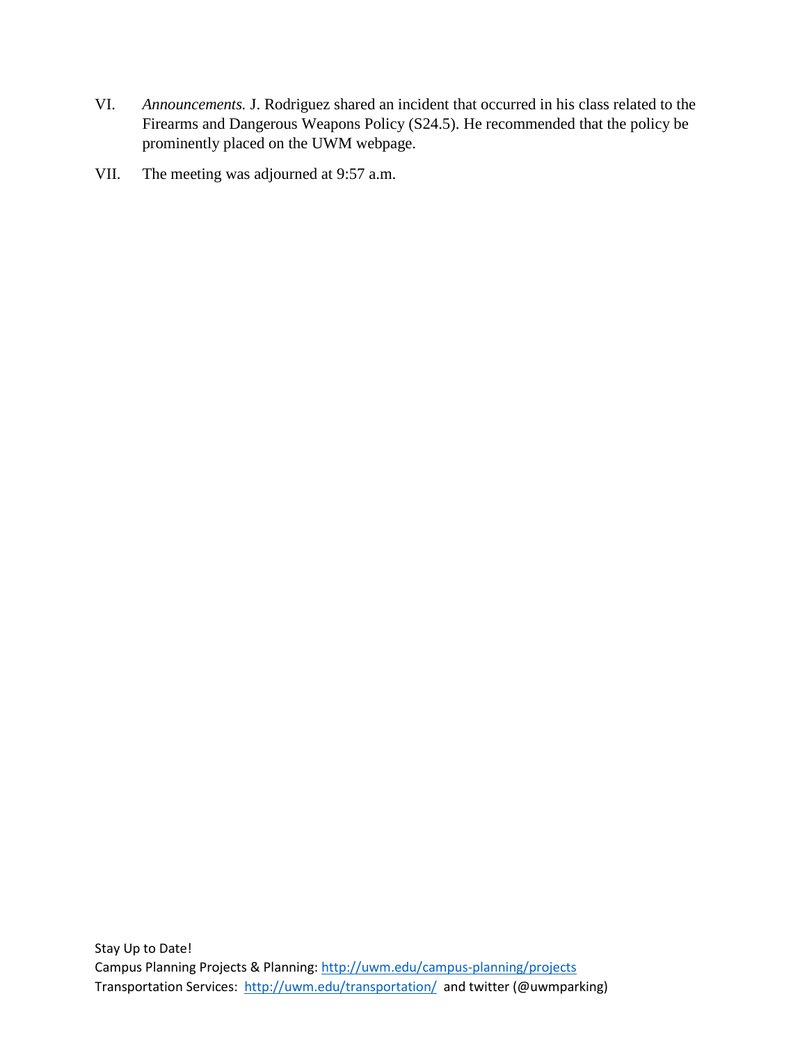VI. *Announcements.* J. Rodriguez shared an incident that occurred in his class related to the Firearms and Dangerous Weapons Policy (S24.5). He recommended that the policy be prominently placed on the UWM webpage.

VII. The meeting was adjourned at 9:57 a.m.

Stay Up to Date!
Campus Planning Projects & Planning: http://uwm.edu/campus-planning/projects
Transportation Services: http://uwm.edu/transportation/ and twitter (@uwmparking)